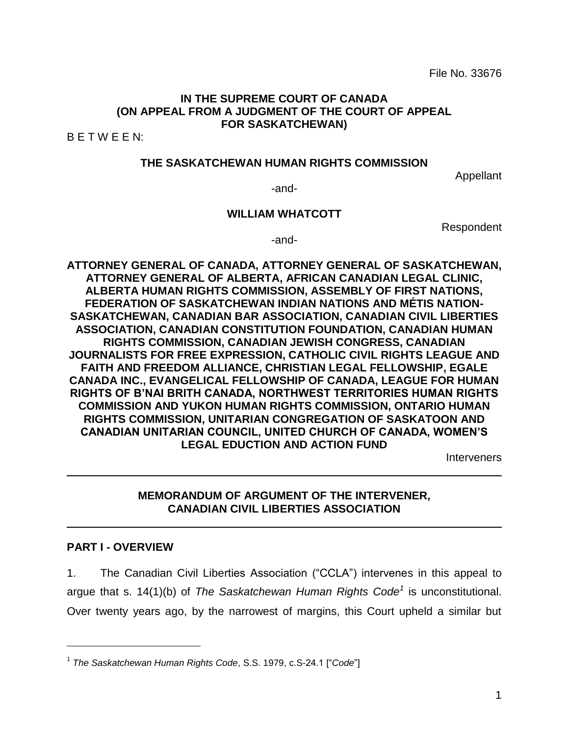File No. 33676

**IN THE SUPREME COURT OF CANADA**
**(ON APPEAL FROM A JUDGMENT OF THE COURT OF APPEAL FOR SASKATCHEWAN)**

B E T W E E N:

**THE SASKATCHEWAN HUMAN RIGHTS COMMISSION**

Appellant

-and-

**WILLIAM WHATCOTT**

Respondent

-and-

**ATTORNEY GENERAL OF CANADA, ATTORNEY GENERAL OF SASKATCHEWAN, ATTORNEY GENERAL OF ALBERTA, AFRICAN CANADIAN LEGAL CLINIC, ALBERTA HUMAN RIGHTS COMMISSION, ASSEMBLY OF FIRST NATIONS, FEDERATION OF SASKATCHEWAN INDIAN NATIONS AND MÉTIS NATION-SASKATCHEWAN, CANADIAN BAR ASSOCIATION, CANADIAN CIVIL LIBERTIES ASSOCIATION, CANADIAN CONSTITUTION FOUNDATION, CANADIAN HUMAN RIGHTS COMMISSION, CANADIAN JEWISH CONGRESS, CANADIAN JOURNALISTS FOR FREE EXPRESSION, CATHOLIC CIVIL RIGHTS LEAGUE AND FAITH AND FREEDOM ALLIANCE, CHRISTIAN LEGAL FELLOWSHIP, EGALE CANADA INC., EVANGELICAL FELLOWSHIP OF CANADA, LEAGUE FOR HUMAN RIGHTS OF B'NAI BRITH CANADA, NORTHWEST TERRITORIES HUMAN RIGHTS COMMISSION AND YUKON HUMAN RIGHTS COMMISSION, ONTARIO HUMAN RIGHTS COMMISSION, UNITARIAN CONGREGATION OF SASKATOON AND CANADIAN UNITARIAN COUNCIL, UNITED CHURCH OF CANADA, WOMEN'S LEGAL EDUCTION AND ACTION FUND**

Interveners

---

**MEMORANDUM OF ARGUMENT OF THE INTERVENER, CANADIAN CIVIL LIBERTIES ASSOCIATION**

---

## PART I - OVERVIEW

1. The Canadian Civil Liberties Association ("CCLA") intervenes in this appeal to argue that s. 14(1)(b) of *The Saskatchewan Human Rights Code*[1] is unconstitutional. Over twenty years ago, by the narrowest of margins, this Court upheld a similar but

---

[1] *The Saskatchewan Human Rights Code*, S.S. 1979, c.S-24.1 ["*Code*"]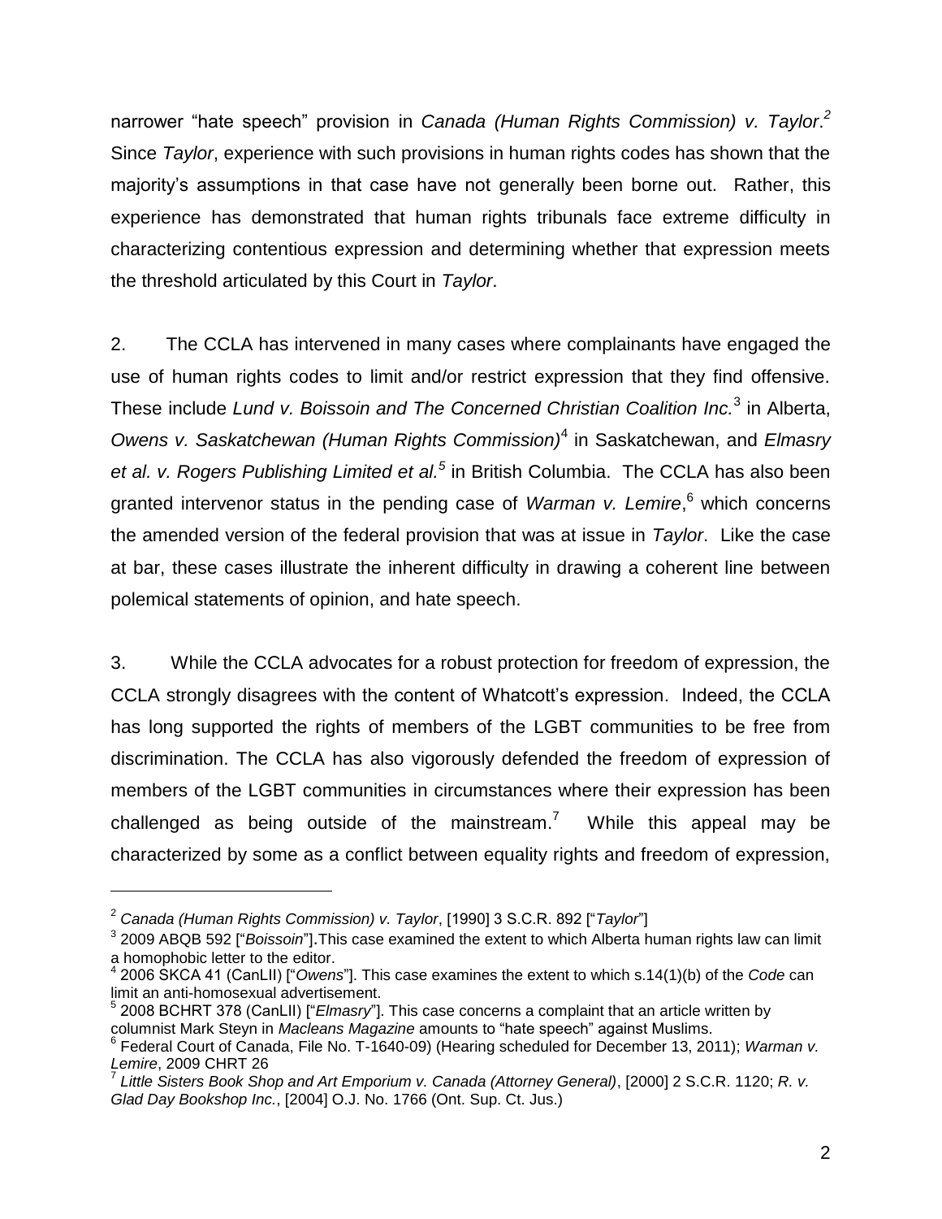narrower "hate speech" provision in *Canada (Human Rights Commission) v. Taylor*.[2] Since *Taylor*, experience with such provisions in human rights codes has shown that the majority's assumptions in that case have not generally been borne out. Rather, this experience has demonstrated that human rights tribunals face extreme difficulty in characterizing contentious expression and determining whether that expression meets the threshold articulated by this Court in *Taylor*.

2. The CCLA has intervened in many cases where complainants have engaged the use of human rights codes to limit and/or restrict expression that they find offensive. These include *Lund v. Boissoin and The Concerned Christian Coalition Inc.*[3] in Alberta, *Owens v. Saskatchewan (Human Rights Commission)*[4] in Saskatchewan, and *Elmasry et al. v. Rogers Publishing Limited et al.*[5] in British Columbia. The CCLA has also been granted intervenor status in the pending case of *Warman v. Lemire*,[6] which concerns the amended version of the federal provision that was at issue in *Taylor*. Like the case at bar, these cases illustrate the inherent difficulty in drawing a coherent line between polemical statements of opinion, and hate speech.

3. While the CCLA advocates for a robust protection for freedom of expression, the CCLA strongly disagrees with the content of Whatcott's expression. Indeed, the CCLA has long supported the rights of members of the LGBT communities to be free from discrimination. The CCLA has also vigorously defended the freedom of expression of members of the LGBT communities in circumstances where their expression has been challenged as being outside of the mainstream.[7] While this appeal may be characterized by some as a conflict between equality rights and freedom of expression,

---

[2] *Canada (Human Rights Commission) v. Taylor*, [1990] 3 S.C.R. 892 ["*Taylor*"]

[3] 2009 ABQB 592 ["*Boissoin*"].This case examined the extent to which Alberta human rights law can limit a homophobic letter to the editor.

[4] 2006 SKCA 41 (CanLII) ["*Owens*"]. This case examines the extent to which s.14(1)(b) of the *Code* can limit an anti-homosexual advertisement.

[5] 2008 BCHRT 378 (CanLII) ["*Elmasry*"]. This case concerns a complaint that an article written by columnist Mark Steyn in *Macleans Magazine* amounts to "hate speech" against Muslims.

[6] Federal Court of Canada, File No. T-1640-09) (Hearing scheduled for December 13, 2011); *Warman v. Lemire*, 2009 CHRT 26

[7] *Little Sisters Book Shop and Art Emporium v. Canada (Attorney General)*, [2000] 2 S.C.R. 1120; *R. v. Glad Day Bookshop Inc.*, [2004] O.J. No. 1766 (Ont. Sup. Ct. Jus.)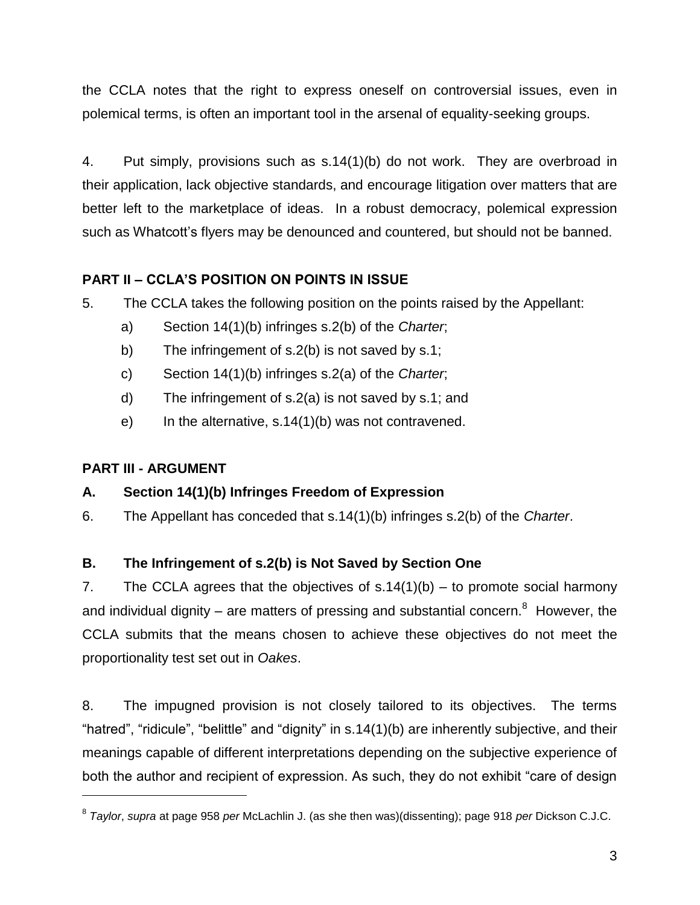the CCLA notes that the right to express oneself on controversial issues, even in polemical terms, is often an important tool in the arsenal of equality-seeking groups.

4. Put simply, provisions such as s.14(1)(b) do not work. They are overbroad in their application, lack objective standards, and encourage litigation over matters that are better left to the marketplace of ideas. In a robust democracy, polemical expression such as Whatcott's flyers may be denounced and countered, but should not be banned.

## PART II – CCLA'S POSITION ON POINTS IN ISSUE

5. The CCLA takes the following position on the points raised by the Appellant:

a) Section 14(1)(b) infringes s.2(b) of the *Charter*;

b) The infringement of s.2(b) is not saved by s.1;

c) Section 14(1)(b) infringes s.2(a) of the *Charter*;

d) The infringement of s.2(a) is not saved by s.1; and

e) In the alternative, s.14(1)(b) was not contravened.

## PART III - ARGUMENT

### A. Section 14(1)(b) Infringes Freedom of Expression

6. The Appellant has conceded that s.14(1)(b) infringes s.2(b) of the *Charter*.

### B. The Infringement of s.2(b) is Not Saved by Section One

7. The CCLA agrees that the objectives of s.14(1)(b) – to promote social harmony and individual dignity – are matters of pressing and substantial concern.[8] However, the CCLA submits that the means chosen to achieve these objectives do not meet the proportionality test set out in *Oakes*.

8. The impugned provision is not closely tailored to its objectives. The terms "hatred", "ridicule", "belittle" and "dignity" in s.14(1)(b) are inherently subjective, and their meanings capable of different interpretations depending on the subjective experience of both the author and recipient of expression. As such, they do not exhibit "care of design

---

[8] *Taylor*, *supra* at page 958 *per* McLachlin J. (as she then was)(dissenting); page 918 *per* Dickson C.J.C.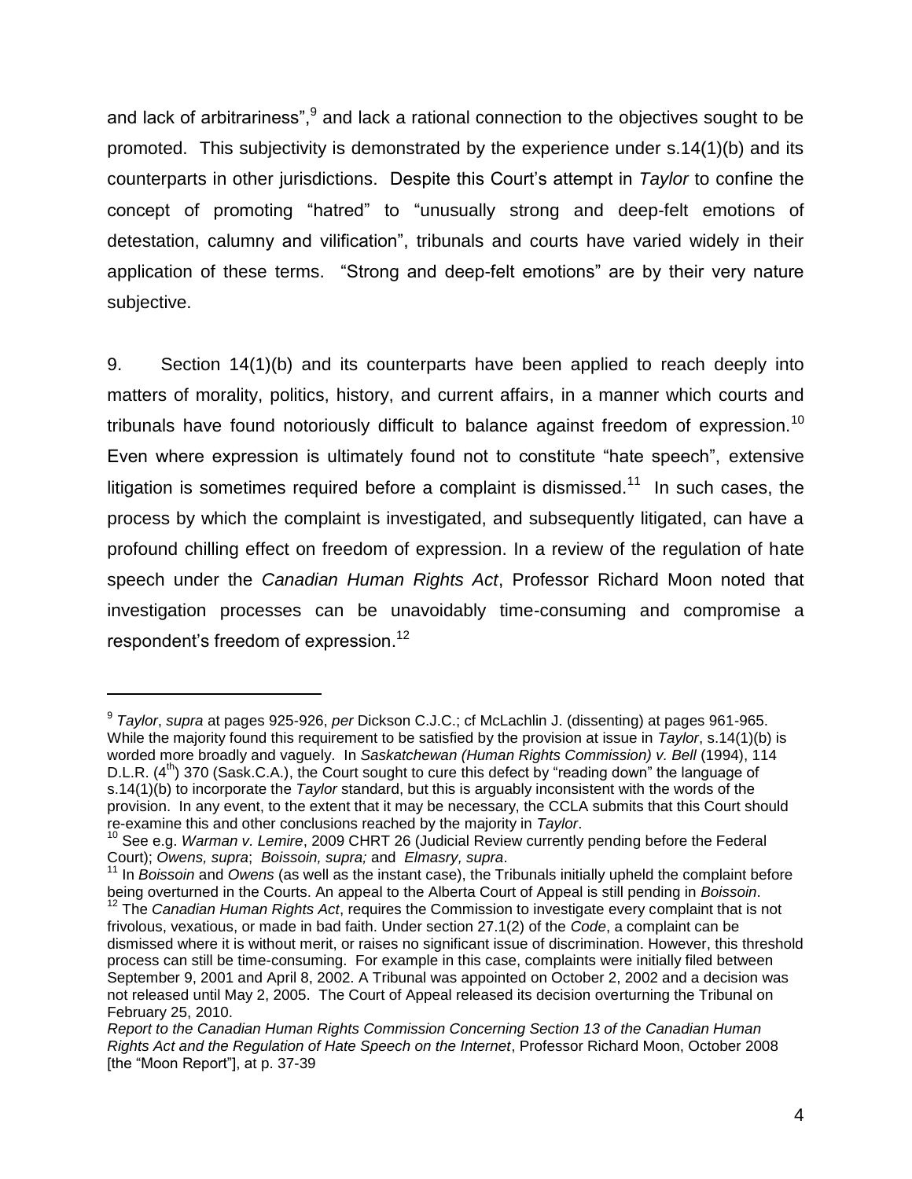and lack of arbitrariness",[9] and lack a rational connection to the objectives sought to be promoted. This subjectivity is demonstrated by the experience under s.14(1)(b) and its counterparts in other jurisdictions. Despite this Court's attempt in *Taylor* to confine the concept of promoting "hatred" to "unusually strong and deep-felt emotions of detestation, calumny and vilification", tribunals and courts have varied widely in their application of these terms. "Strong and deep-felt emotions" are by their very nature subjective.

9. Section 14(1)(b) and its counterparts have been applied to reach deeply into matters of morality, politics, history, and current affairs, in a manner which courts and tribunals have found notoriously difficult to balance against freedom of expression.[10] Even where expression is ultimately found not to constitute "hate speech", extensive litigation is sometimes required before a complaint is dismissed.[11] In such cases, the process by which the complaint is investigated, and subsequently litigated, can have a profound chilling effect on freedom of expression. In a review of the regulation of hate speech under the *Canadian Human Rights Act*, Professor Richard Moon noted that investigation processes can be unavoidably time-consuming and compromise a respondent's freedom of expression.[12]

---

[9] *Taylor*, *supra* at pages 925-926, *per* Dickson C.J.C.; cf McLachlin J. (dissenting) at pages 961-965. While the majority found this requirement to be satisfied by the provision at issue in *Taylor*, s.14(1)(b) is worded more broadly and vaguely. In *Saskatchewan (Human Rights Commission) v. Bell* (1994), 114 D.L.R. (4th) 370 (Sask.C.A.), the Court sought to cure this defect by "reading down" the language of s.14(1)(b) to incorporate the *Taylor* standard, but this is arguably inconsistent with the words of the provision. In any event, to the extent that it may be necessary, the CCLA submits that this Court should re-examine this and other conclusions reached by the majority in *Taylor*.

[10] See e.g. *Warman v. Lemire*, 2009 CHRT 26 (Judicial Review currently pending before the Federal Court); *Owens, supra*; *Boissoin, supra;* and *Elmasry, supra*.

[11] In *Boissoin* and *Owens* (as well as the instant case), the Tribunals initially upheld the complaint before being overturned in the Courts. An appeal to the Alberta Court of Appeal is still pending in *Boissoin*.

[12] The *Canadian Human Rights Act*, requires the Commission to investigate every complaint that is not frivolous, vexatious, or made in bad faith. Under section 27.1(2) of the *Code*, a complaint can be dismissed where it is without merit, or raises no significant issue of discrimination. However, this threshold process can still be time-consuming. For example in this case, complaints were initially filed between September 9, 2001 and April 8, 2002. A Tribunal was appointed on October 2, 2002 and a decision was not released until May 2, 2005. The Court of Appeal released its decision overturning the Tribunal on February 25, 2010.

*Report to the Canadian Human Rights Commission Concerning Section 13 of the Canadian Human Rights Act and the Regulation of Hate Speech on the Internet*, Professor Richard Moon, October 2008 [the "Moon Report"], at p. 37-39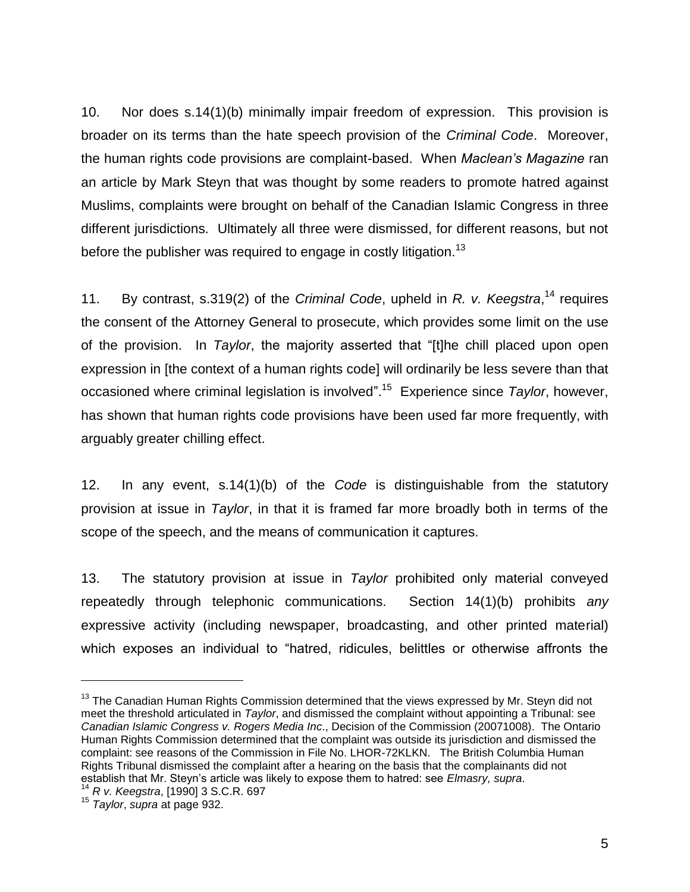10. Nor does s.14(1)(b) minimally impair freedom of expression. This provision is broader on its terms than the hate speech provision of the *Criminal Code*. Moreover, the human rights code provisions are complaint-based. When *Maclean's Magazine* ran an article by Mark Steyn that was thought by some readers to promote hatred against Muslims, complaints were brought on behalf of the Canadian Islamic Congress in three different jurisdictions. Ultimately all three were dismissed, for different reasons, but not before the publisher was required to engage in costly litigation.[13]

11. By contrast, s.319(2) of the *Criminal Code*, upheld in *R. v. Keegstra*,[14] requires the consent of the Attorney General to prosecute, which provides some limit on the use of the provision. In *Taylor*, the majority asserted that "[t]he chill placed upon open expression in [the context of a human rights code] will ordinarily be less severe than that occasioned where criminal legislation is involved".[15] Experience since *Taylor*, however, has shown that human rights code provisions have been used far more frequently, with arguably greater chilling effect.

12. In any event, s.14(1)(b) of the *Code* is distinguishable from the statutory provision at issue in *Taylor*, in that it is framed far more broadly both in terms of the scope of the speech, and the means of communication it captures.

13. The statutory provision at issue in *Taylor* prohibited only material conveyed repeatedly through telephonic communications. Section 14(1)(b) prohibits *any* expressive activity (including newspaper, broadcasting, and other printed material) which exposes an individual to "hatred, ridicules, belittles or otherwise affronts the

---

[13] The Canadian Human Rights Commission determined that the views expressed by Mr. Steyn did not meet the threshold articulated in *Taylor*, and dismissed the complaint without appointing a Tribunal: see *Canadian Islamic Congress v. Rogers Media Inc*., Decision of the Commission (20071008). The Ontario Human Rights Commission determined that the complaint was outside its jurisdiction and dismissed the complaint: see reasons of the Commission in File No. LHOR-72KLKN. The British Columbia Human Rights Tribunal dismissed the complaint after a hearing on the basis that the complainants did not establish that Mr. Steyn's article was likely to expose them to hatred: see *Elmasry, supra*.

[14] *R v. Keegstra*, [1990] 3 S.C.R. 697

[15] *Taylor*, *supra* at page 932.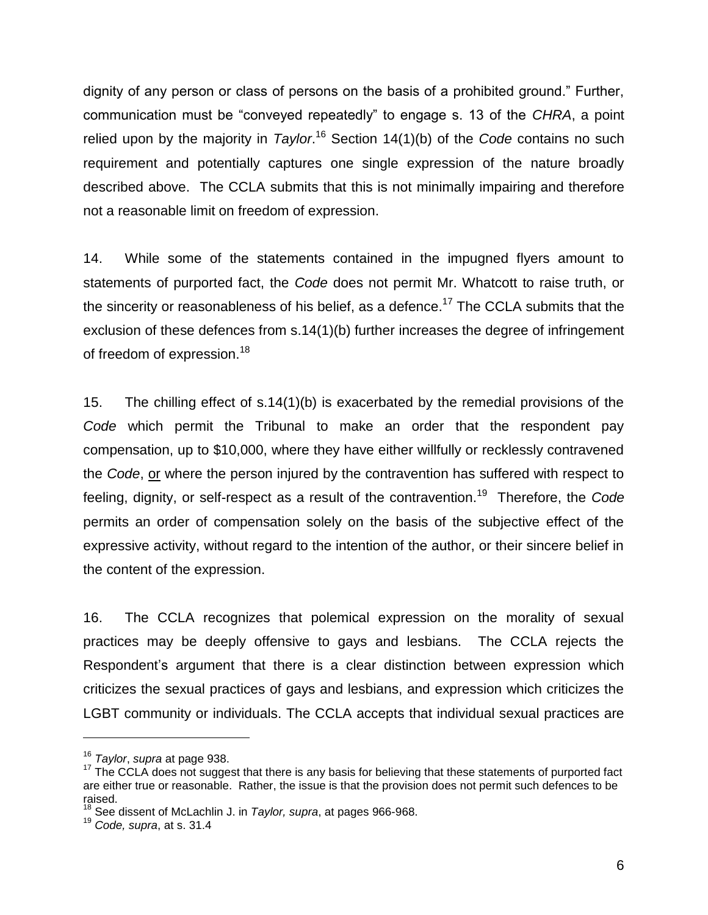dignity of any person or class of persons on the basis of a prohibited ground." Further, communication must be "conveyed repeatedly" to engage s. 13 of the *CHRA*, a point relied upon by the majority in *Taylor*.[16] Section 14(1)(b) of the *Code* contains no such requirement and potentially captures one single expression of the nature broadly described above. The CCLA submits that this is not minimally impairing and therefore not a reasonable limit on freedom of expression.

14. While some of the statements contained in the impugned flyers amount to statements of purported fact, the *Code* does not permit Mr. Whatcott to raise truth, or the sincerity or reasonableness of his belief, as a defence.[17] The CCLA submits that the exclusion of these defences from s.14(1)(b) further increases the degree of infringement of freedom of expression.[18]

15. The chilling effect of s.14(1)(b) is exacerbated by the remedial provisions of the *Code* which permit the Tribunal to make an order that the respondent pay compensation, up to $10,000, where they have either willfully or recklessly contravened the *Code*, <u>or</u> where the person injured by the contravention has suffered with respect to feeling, dignity, or self-respect as a result of the contravention.[19] Therefore, the *Code* permits an order of compensation solely on the basis of the subjective effect of the expressive activity, without regard to the intention of the author, or their sincere belief in the content of the expression.

16. The CCLA recognizes that polemical expression on the morality of sexual practices may be deeply offensive to gays and lesbians. The CCLA rejects the Respondent's argument that there is a clear distinction between expression which criticizes the sexual practices of gays and lesbians, and expression which criticizes the LGBT community or individuals. The CCLA accepts that individual sexual practices are

---

[16] *Taylor*, *supra* at page 938.

[17] The CCLA does not suggest that there is any basis for believing that these statements of purported fact are either true or reasonable. Rather, the issue is that the provision does not permit such defences to be raised.

[18] See dissent of McLachlin J. in *Taylor, supra*, at pages 966-968.

[19] *Code, supra*, at s. 31.4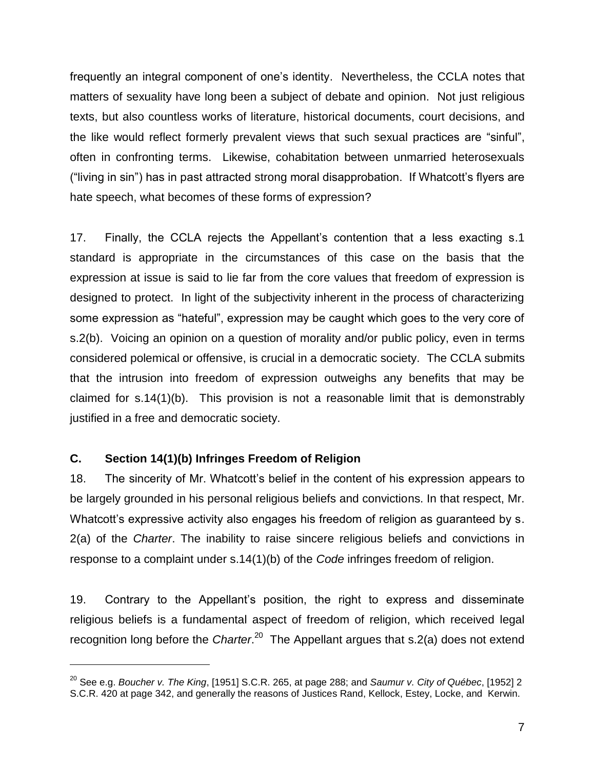frequently an integral component of one's identity. Nevertheless, the CCLA notes that matters of sexuality have long been a subject of debate and opinion. Not just religious texts, but also countless works of literature, historical documents, court decisions, and the like would reflect formerly prevalent views that such sexual practices are "sinful", often in confronting terms. Likewise, cohabitation between unmarried heterosexuals ("living in sin") has in past attracted strong moral disapprobation. If Whatcott's flyers are hate speech, what becomes of these forms of expression?

17. Finally, the CCLA rejects the Appellant's contention that a less exacting s.1 standard is appropriate in the circumstances of this case on the basis that the expression at issue is said to lie far from the core values that freedom of expression is designed to protect. In light of the subjectivity inherent in the process of characterizing some expression as "hateful", expression may be caught which goes to the very core of s.2(b). Voicing an opinion on a question of morality and/or public policy, even in terms considered polemical or offensive, is crucial in a democratic society. The CCLA submits that the intrusion into freedom of expression outweighs any benefits that may be claimed for s.14(1)(b). This provision is not a reasonable limit that is demonstrably justified in a free and democratic society.

### C. Section 14(1)(b) Infringes Freedom of Religion

18. The sincerity of Mr. Whatcott's belief in the content of his expression appears to be largely grounded in his personal religious beliefs and convictions. In that respect, Mr. Whatcott's expressive activity also engages his freedom of religion as guaranteed by s. 2(a) of the *Charter*. The inability to raise sincere religious beliefs and convictions in response to a complaint under s.14(1)(b) of the *Code* infringes freedom of religion.

19. Contrary to the Appellant's position, the right to express and disseminate religious beliefs is a fundamental aspect of freedom of religion, which received legal recognition long before the *Charter*.[20] The Appellant argues that s.2(a) does not extend

[20] See e.g. *Boucher v. The King*, [1951] S.C.R. 265, at page 288; and *Saumur v. City of Québec*, [1952] 2 S.C.R. 420 at page 342, and generally the reasons of Justices Rand, Kellock, Estey, Locke, and Kerwin.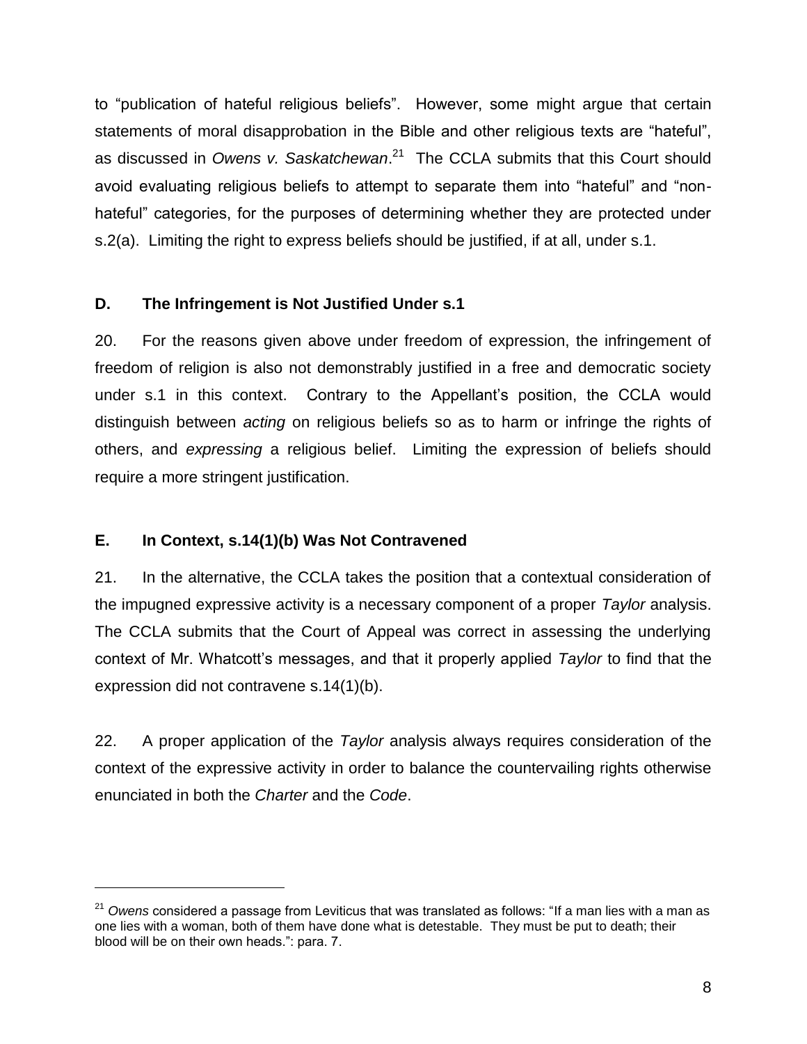to "publication of hateful religious beliefs". However, some might argue that certain statements of moral disapprobation in the Bible and other religious texts are "hateful", as discussed in *Owens v. Saskatchewan*.[21] The CCLA submits that this Court should avoid evaluating religious beliefs to attempt to separate them into "hateful" and "non-hateful" categories, for the purposes of determining whether they are protected under s.2(a). Limiting the right to express beliefs should be justified, if at all, under s.1.

**D. The Infringement is Not Justified Under s.1**

20. For the reasons given above under freedom of expression, the infringement of freedom of religion is also not demonstrably justified in a free and democratic society under s.1 in this context. Contrary to the Appellant's position, the CCLA would distinguish between *acting* on religious beliefs so as to harm or infringe the rights of others, and *expressing* a religious belief. Limiting the expression of beliefs should require a more stringent justification.

**E. In Context, s.14(1)(b) Was Not Contravened**

21. In the alternative, the CCLA takes the position that a contextual consideration of the impugned expressive activity is a necessary component of a proper *Taylor* analysis. The CCLA submits that the Court of Appeal was correct in assessing the underlying context of Mr. Whatcott's messages, and that it properly applied *Taylor* to find that the expression did not contravene s.14(1)(b).

22. A proper application of the *Taylor* analysis always requires consideration of the context of the expressive activity in order to balance the countervailing rights otherwise enunciated in both the *Charter* and the *Code*.

---

[21] *Owens* considered a passage from Leviticus that was translated as follows: "If a man lies with a man as one lies with a woman, both of them have done what is detestable. They must be put to death; their blood will be on their own heads.": para. 7.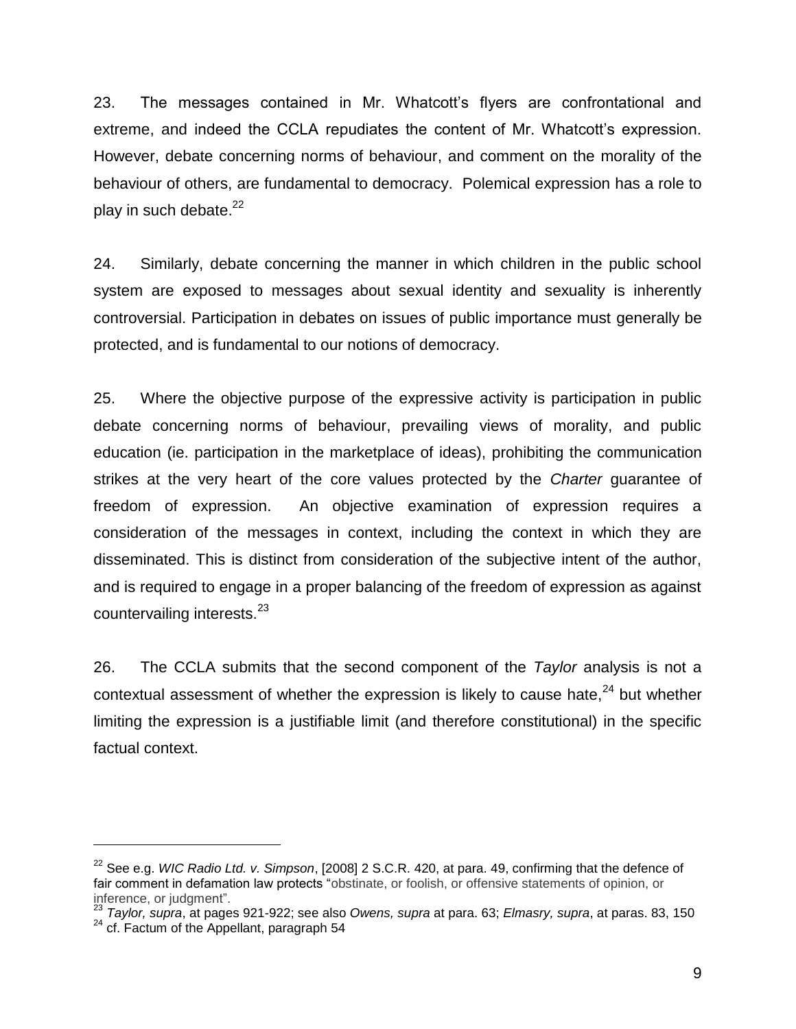23. The messages contained in Mr. Whatcott's flyers are confrontational and extreme, and indeed the CCLA repudiates the content of Mr. Whatcott's expression. However, debate concerning norms of behaviour, and comment on the morality of the behaviour of others, are fundamental to democracy. Polemical expression has a role to play in such debate.[22]

24. Similarly, debate concerning the manner in which children in the public school system are exposed to messages about sexual identity and sexuality is inherently controversial. Participation in debates on issues of public importance must generally be protected, and is fundamental to our notions of democracy.

25. Where the objective purpose of the expressive activity is participation in public debate concerning norms of behaviour, prevailing views of morality, and public education (ie. participation in the marketplace of ideas), prohibiting the communication strikes at the very heart of the core values protected by the *Charter* guarantee of freedom of expression. An objective examination of expression requires a consideration of the messages in context, including the context in which they are disseminated. This is distinct from consideration of the subjective intent of the author, and is required to engage in a proper balancing of the freedom of expression as against countervailing interests.[23]

26. The CCLA submits that the second component of the *Taylor* analysis is not a contextual assessment of whether the expression is likely to cause hate,[24] but whether limiting the expression is a justifiable limit (and therefore constitutional) in the specific factual context.

---

[22] See e.g. *WIC Radio Ltd. v. Simpson*, [2008] 2 S.C.R. 420, at para. 49, confirming that the defence of fair comment in defamation law protects "obstinate, or foolish, or offensive statements of opinion, or inference, or judgment".

[23] *Taylor, supra*, at pages 921-922; see also *Owens, supra* at para. 63; *Elmasry, supra*, at paras. 83, 150

[24] cf. Factum of the Appellant, paragraph 54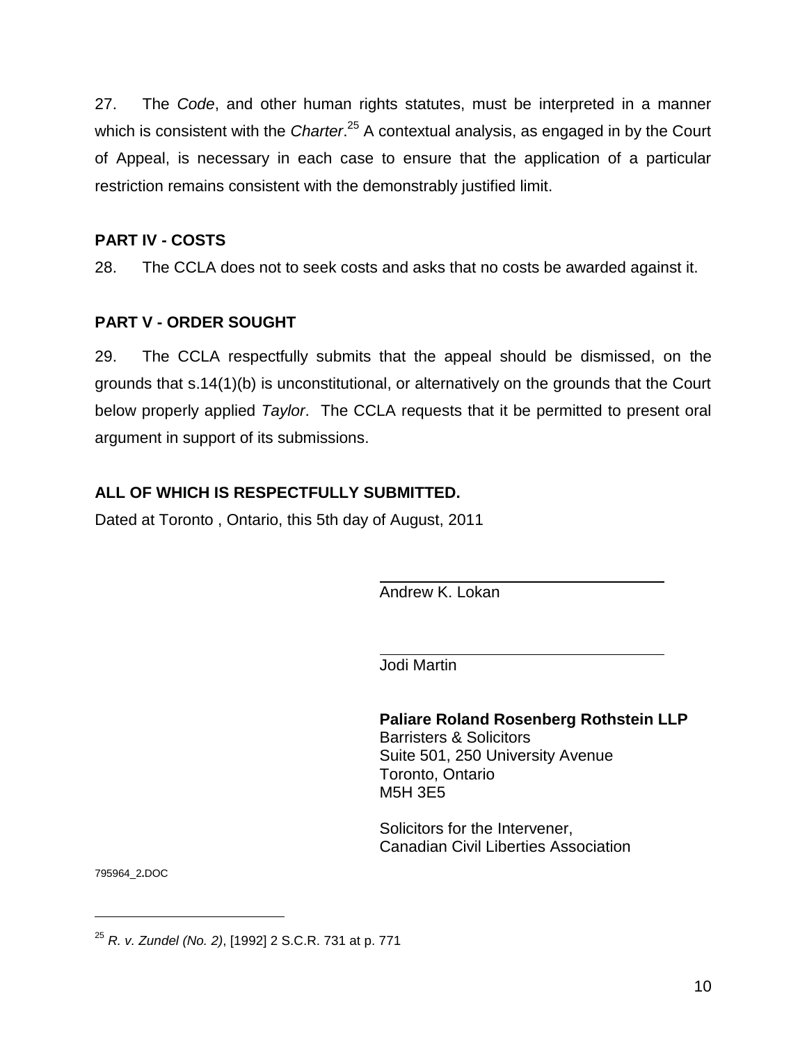27. The *Code*, and other human rights statutes, must be interpreted in a manner which is consistent with the *Charter*.[25] A contextual analysis, as engaged in by the Court of Appeal, is necessary in each case to ensure that the application of a particular restriction remains consistent with the demonstrably justified limit.

## PART IV - COSTS

28. The CCLA does not to seek costs and asks that no costs be awarded against it.

## PART V - ORDER SOUGHT

29. The CCLA respectfully submits that the appeal should be dismissed, on the grounds that s.14(1)(b) is unconstitutional, or alternatively on the grounds that the Court below properly applied *Taylor*. The CCLA requests that it be permitted to present oral argument in support of its submissions.

**ALL OF WHICH IS RESPECTFULLY SUBMITTED.**

Dated at Toronto , Ontario, this 5th day of August, 2011

Andrew K. Lokan

Jodi Martin

**Paliare Roland Rosenberg Rothstein LLP**
Barristers & Solicitors
Suite 501, 250 University Avenue
Toronto, Ontario
M5H 3E5

Solicitors for the Intervener,
Canadian Civil Liberties Association

795964_2.DOC

---

[25] *R. v. Zundel (No. 2)*, [1992] 2 S.C.R. 731 at p. 771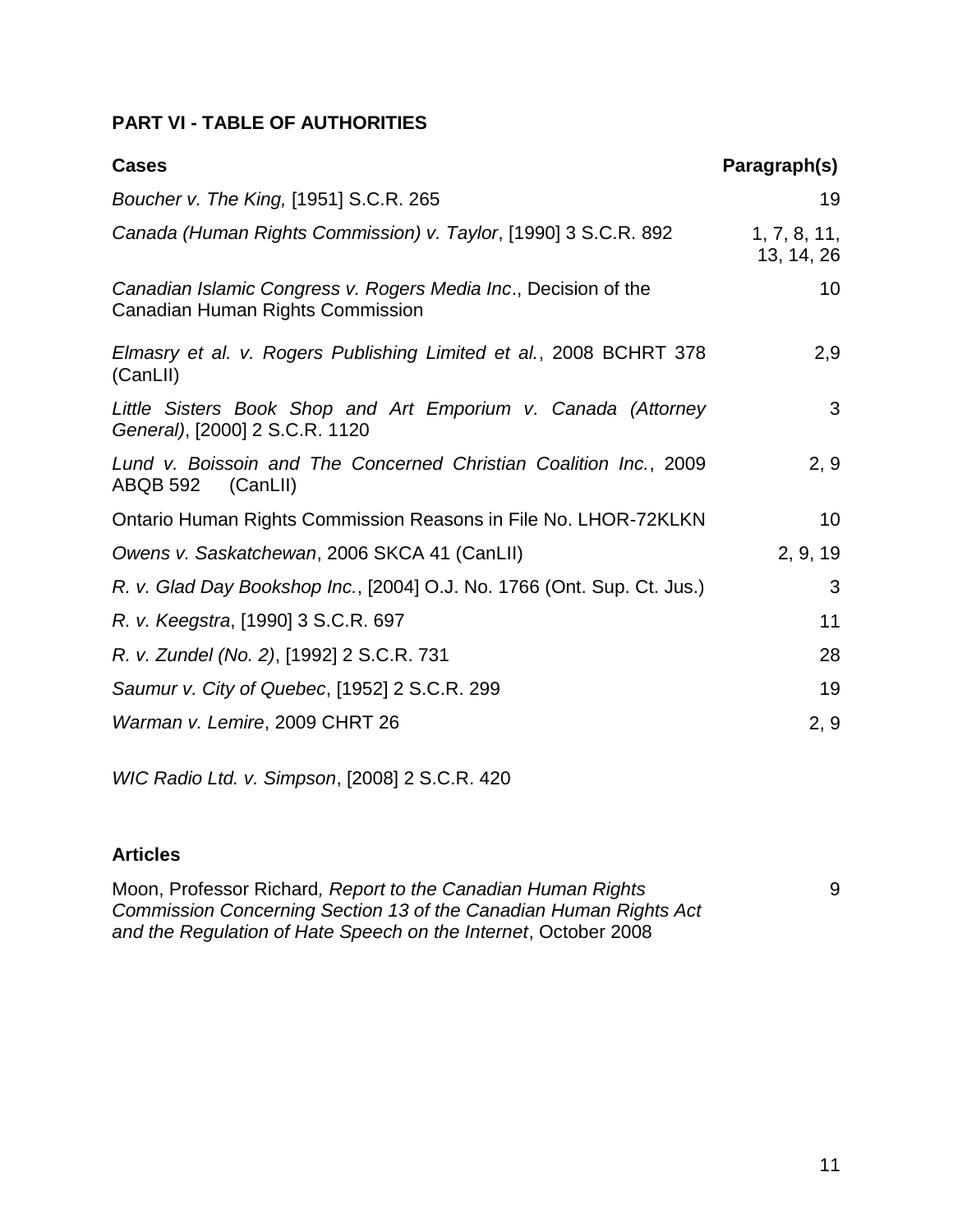## PART VI - TABLE OF AUTHORITIES

| Cases | Paragraph(s) |
|---|---|
| *Boucher v. The King,* [1951] S.C.R. 265 | 19 |
| *Canada (Human Rights Commission) v. Taylor*, [1990] 3 S.C.R. 892 | 1, 7, 8, 11, 13, 14, 26 |
| *Canadian Islamic Congress v. Rogers Media Inc*., Decision of the Canadian Human Rights Commission | 10 |
| *Elmasry et al. v. Rogers Publishing Limited et al.*, 2008 BCHRT 378 (CanLII) | 2,9 |
| *Little Sisters Book Shop and Art Emporium v. Canada (Attorney General)*, [2000] 2 S.C.R. 1120 | 3 |
| *Lund v. Boissoin and The Concerned Christian Coalition Inc.*, 2009 ABQB 592 (CanLII) | 2, 9 |
| Ontario Human Rights Commission Reasons in File No. LHOR-72KLKN | 10 |
| *Owens v. Saskatchewan*, 2006 SKCA 41 (CanLII) | 2, 9, 19 |
| *R. v. Glad Day Bookshop Inc.*, [2004] O.J. No. 1766 (Ont. Sup. Ct. Jus.) | 3 |
| *R. v. Keegstra*, [1990] 3 S.C.R. 697 | 11 |
| *R. v. Zundel (No. 2)*, [1992] 2 S.C.R. 731 | 28 |
| *Saumur v. City of Quebec*, [1952] 2 S.C.R. 299 | 19 |
| *Warman v. Lemire*, 2009 CHRT 26 | 2, 9 |
| *WIC Radio Ltd. v. Simpson*, [2008] 2 S.C.R. 420 | |

### Articles

| | |
|---|---|
| Moon, Professor Richard*, Report to the Canadian Human Rights Commission Concerning Section 13 of the Canadian Human Rights Act and the Regulation of Hate Speech on the Internet*, October 2008 | 9 |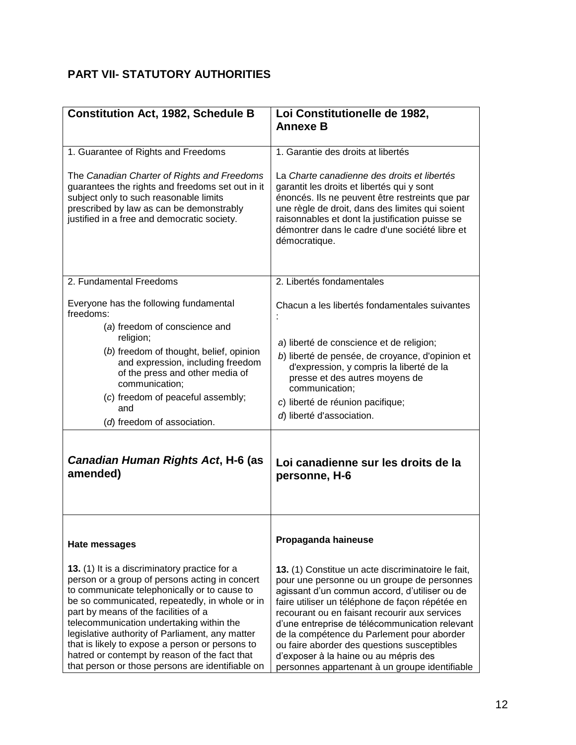## PART VII- STATUTORY AUTHORITIES

| **Constitution Act, 1982, Schedule B** | **Loi Constitutionelle de 1982, Annexe B** |
|---|---|
| 1. Guarantee of Rights and Freedoms<br><br>The *Canadian Charter of Rights and Freedoms* guarantees the rights and freedoms set out in it subject only to such reasonable limits prescribed by law as can be demonstrably justified in a free and democratic society. | 1. Garantie des droits at libertés<br><br>La *Charte canadienne des droits et libertés* garantit les droits et libertés qui y sont énoncés. Ils ne peuvent être restreints que par une règle de droit, dans des limites qui soient raisonnables et dont la justification puisse se démontrer dans le cadre d'une société libre et démocratique. |
| 2. Fundamental Freedoms<br><br>Everyone has the following fundamental freedoms:<br>(*a*) freedom of conscience and religion;<br>(*b*) freedom of thought, belief, opinion and expression, including freedom of the press and other media of communication;<br>(*c*) freedom of peaceful assembly; and<br>(*d*) freedom of association. | 2. Libertés fondamentales<br><br>Chacun a les libertés fondamentales suivantes :<br><br>*a*) liberté de conscience et de religion;<br>*b*) liberté de pensée, de croyance, d'opinion et d'expression, y compris la liberté de la presse et des autres moyens de communication;<br>*c*) liberté de réunion pacifique;<br>*d*) liberté d'association. |
| ***Canadian Human Rights Act*, H-6 (as amended)** | **Loi canadienne sur les droits de la personne, H-6** |
| **Hate messages**<br><br>**13.** (1) It is a discriminatory practice for a person or a group of persons acting in concert to communicate telephonically or to cause to be so communicated, repeatedly, in whole or in part by means of the facilities of a telecommunication undertaking within the legislative authority of Parliament, any matter that is likely to expose a person or persons to hatred or contempt by reason of the fact that that person or those persons are identifiable on | **Propaganda haineuse**<br><br>**13.** (1) Constitue un acte discriminatoire le fait, pour une personne ou un groupe de personnes agissant d'un commun accord, d'utiliser ou de faire utiliser un téléphone de façon répétée en recourant ou en faisant recourir aux services d'une entreprise de télécommunication relevant de la compétence du Parlement pour aborder ou faire aborder des questions susceptibles d'exposer à la haine ou au mépris des personnes appartenant à un groupe identifiable |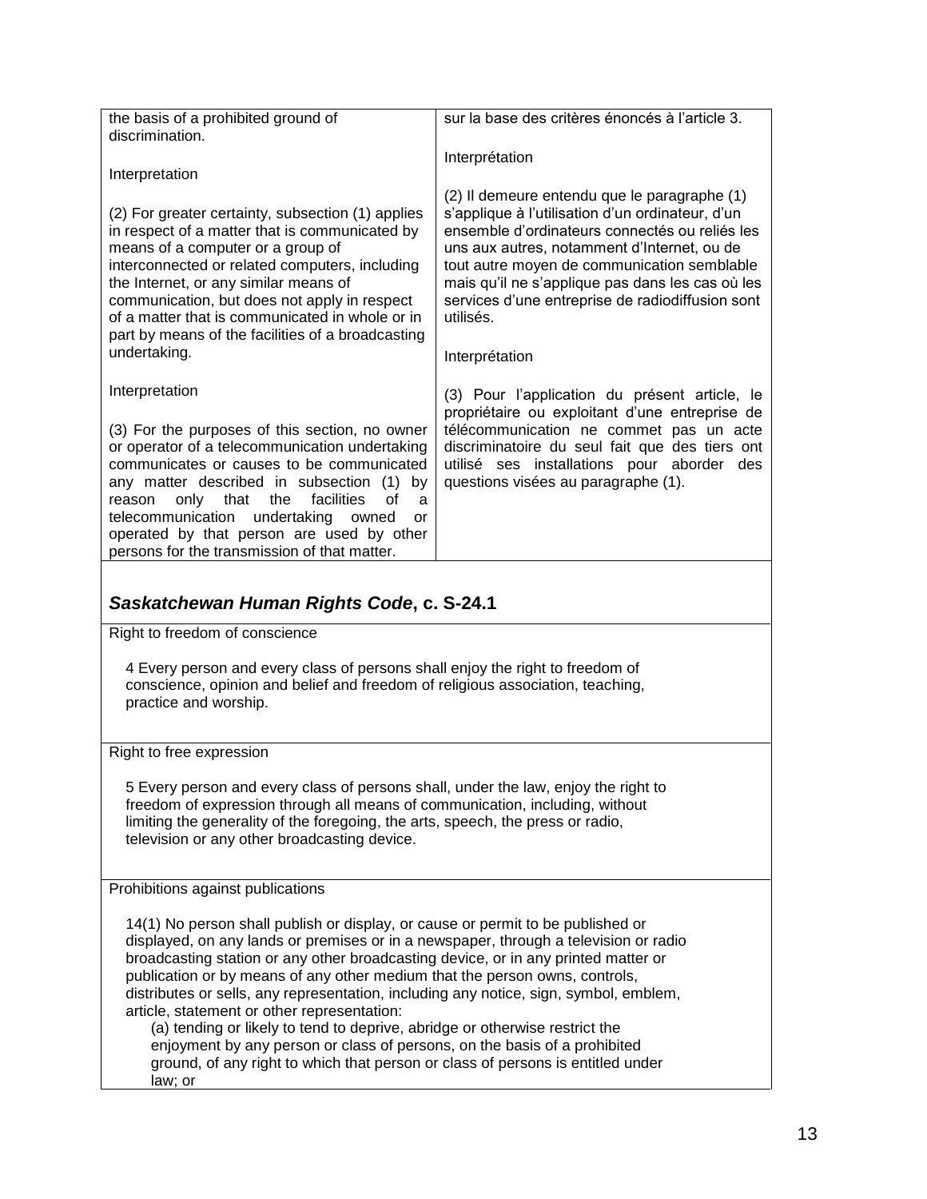| | |
|---|---|
| the basis of a prohibited ground of discrimination.<br><br>Interpretation<br><br>(2) For greater certainty, subsection (1) applies in respect of a matter that is communicated by means of a computer or a group of interconnected or related computers, including the Internet, or any similar means of communication, but does not apply in respect of a matter that is communicated in whole or in part by means of the facilities of a broadcasting undertaking.<br><br>Interpretation<br><br>(3) For the purposes of this section, no owner or operator of a telecommunication undertaking communicates or causes to be communicated any matter described in subsection (1) by reason only that the facilities of a telecommunication undertaking owned or operated by that person are used by other persons for the transmission of that matter. | sur la base des critères énoncés à l'article 3.<br><br>Interprétation<br><br>(2) Il demeure entendu que le paragraphe (1) s'applique à l'utilisation d'un ordinateur, d'un ensemble d'ordinateurs connectés ou reliés les uns aux autres, notamment d'Internet, ou de tout autre moyen de communication semblable mais qu'il ne s'applique pas dans les cas où les services d'une entreprise de radiodiffusion sont utilisés.<br><br>Interprétation<br><br>(3) Pour l'application du présent article, le propriétaire ou exploitant d'une entreprise de télécommunication ne commet pas un acte discriminatoire du seul fait que des tiers ont utilisé ses installations pour aborder des questions visées au paragraphe (1). |

## ***Saskatchewan Human Rights Code*, c. S-24.1**

Right to freedom of conscience

4 Every person and every class of persons shall enjoy the right to freedom of conscience, opinion and belief and freedom of religious association, teaching, practice and worship.

Right to free expression

5 Every person and every class of persons shall, under the law, enjoy the right to freedom of expression through all means of communication, including, without limiting the generality of the foregoing, the arts, speech, the press or radio, television or any other broadcasting device.

Prohibitions against publications

14(1) No person shall publish or display, or cause or permit to be published or displayed, on any lands or premises or in a newspaper, through a television or radio broadcasting station or any other broadcasting device, or in any printed matter or publication or by means of any other medium that the person owns, controls, distributes or sells, any representation, including any notice, sign, symbol, emblem, article, statement or other representation:

(a) tending or likely to tend to deprive, abridge or otherwise restrict the enjoyment by any person or class of persons, on the basis of a prohibited ground, of any right to which that person or class of persons is entitled under law; or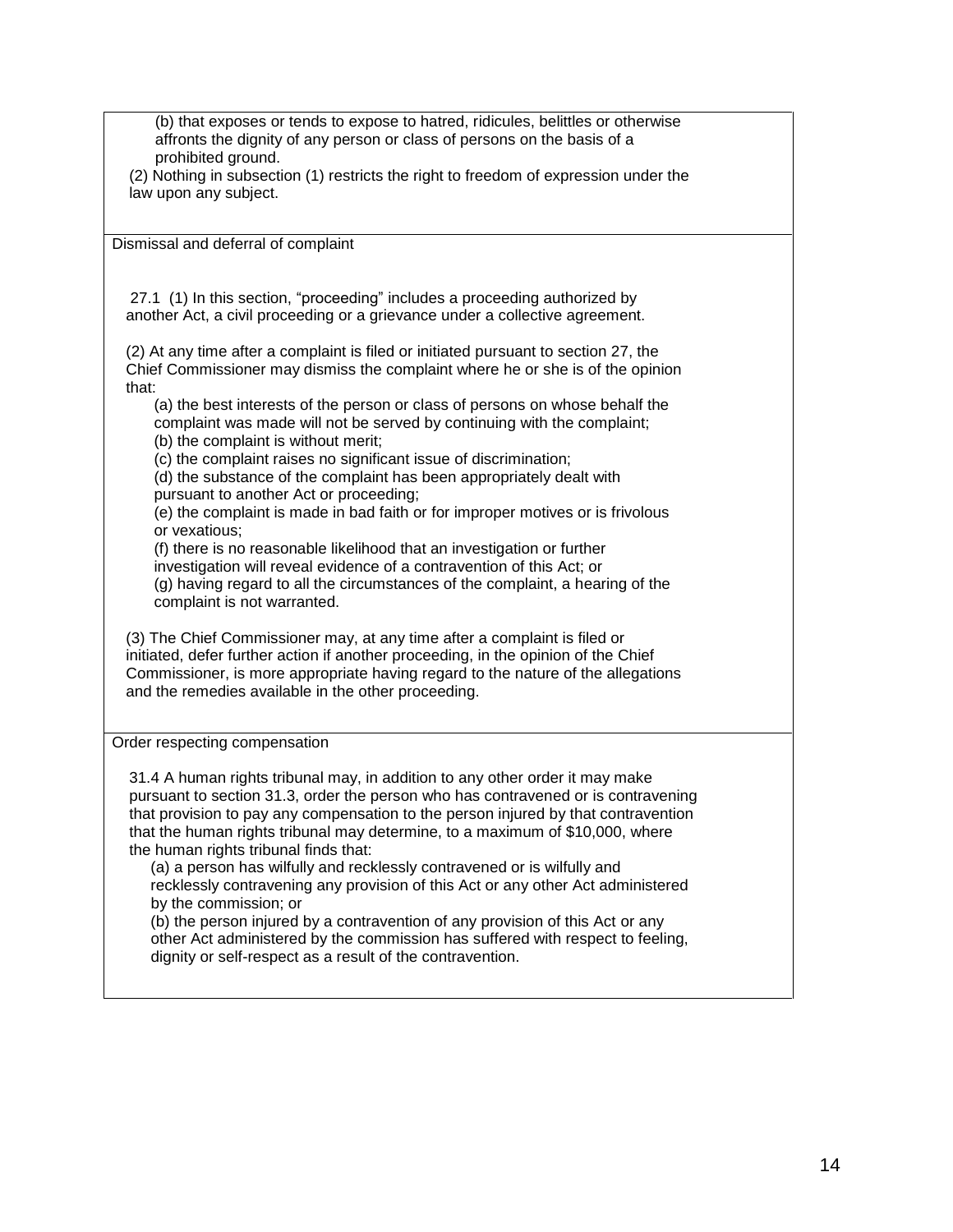(b) that exposes or tends to expose to hatred, ridicules, belittles or otherwise affronts the dignity of any person or class of persons on the basis of a prohibited ground.

(2) Nothing in subsection (1) restricts the right to freedom of expression under the law upon any subject.

### Dismissal and deferral of complaint

27.1 (1) In this section, "proceeding" includes a proceeding authorized by another Act, a civil proceeding or a grievance under a collective agreement.

(2) At any time after a complaint is filed or initiated pursuant to section 27, the Chief Commissioner may dismiss the complaint where he or she is of the opinion that:

(a) the best interests of the person or class of persons on whose behalf the complaint was made will not be served by continuing with the complaint;
(b) the complaint is without merit;
(c) the complaint raises no significant issue of discrimination;
(d) the substance of the complaint has been appropriately dealt with pursuant to another Act or proceeding;
(e) the complaint is made in bad faith or for improper motives or is frivolous or vexatious;
(f) there is no reasonable likelihood that an investigation or further investigation will reveal evidence of a contravention of this Act; or
(g) having regard to all the circumstances of the complaint, a hearing of the complaint is not warranted.

(3) The Chief Commissioner may, at any time after a complaint is filed or initiated, defer further action if another proceeding, in the opinion of the Chief Commissioner, is more appropriate having regard to the nature of the allegations and the remedies available in the other proceeding.

### Order respecting compensation

31.4 A human rights tribunal may, in addition to any other order it may make pursuant to section 31.3, order the person who has contravened or is contravening that provision to pay any compensation to the person injured by that contravention that the human rights tribunal may determine, to a maximum of $10,000, where the human rights tribunal finds that:

(a) a person has wilfully and recklessly contravened or is wilfully and recklessly contravening any provision of this Act or any other Act administered by the commission; or
(b) the person injured by a contravention of any provision of this Act or any other Act administered by the commission has suffered with respect to feeling, dignity or self-respect as a result of the contravention.